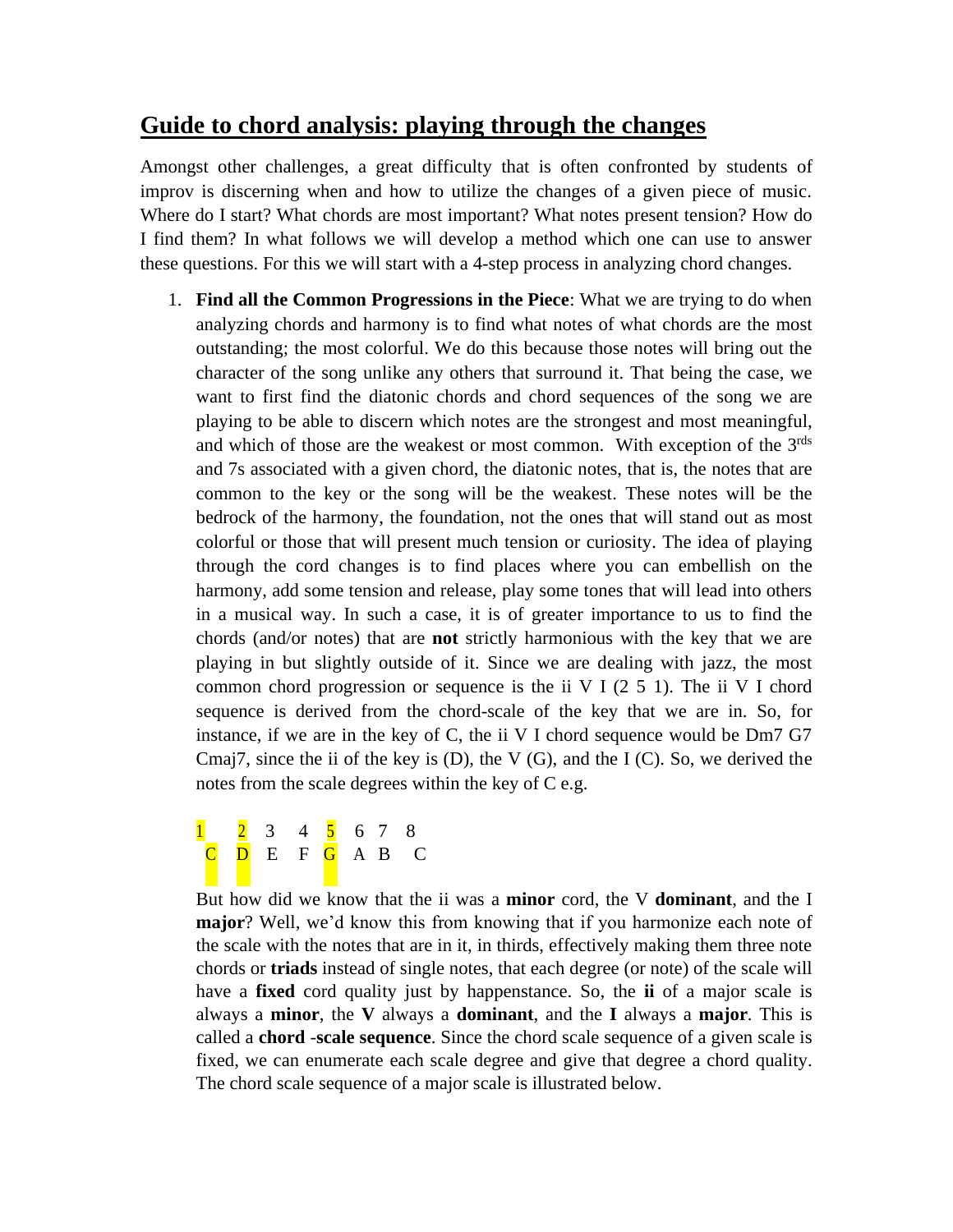# Guide to chord analysis: playing through the changes

Amongst other challenges, a great difficulty that is often confronted by students of improv is discerning when and how to utilize the changes of a given piece of music. Where do I start? What chords are most important? What notes present tension? How do I find them? In what follows we will develop a method which one can use to answer these questions. For this we will start with a 4-step process in analyzing chord changes.

1. **Find all the Common Progressions in the Piece**: What we are trying to do when analyzing chords and harmony is to find what notes of what chords are the most outstanding; the most colorful. We do this because those notes will bring out the character of the song unlike any others that surround it. That being the case, we want to first find the diatonic chords and chord sequences of the song we are playing to be able to discern which notes are the strongest and most meaningful, and which of those are the weakest or most common. With exception of the 3rds and 7s associated with a given chord, the diatonic notes, that is, the notes that are common to the key or the song will be the weakest. These notes will be the bedrock of the harmony, the foundation, not the ones that will stand out as most colorful or those that will present much tension or curiosity. The idea of playing through the cord changes is to find places where you can embellish on the harmony, add some tension and release, play some tones that will lead into others in a musical way. In such a case, it is of greater importance to us to find the chords (and/or notes) that are **not** strictly harmonious with the key that we are playing in but slightly outside of it. Since we are dealing with jazz, the most common chord progression or sequence is the ii V I (2 5 1). The ii V I chord sequence is derived from the chord-scale of the key that we are in. So, for instance, if we are in the key of C, the ii V I chord sequence would be Dm7 G7 Cmaj7, since the ii of the key is (D), the V (G), and the I (C). So, we derived the notes from the scale degrees within the key of C e.g.

   | 1 | 2 | 3 | 4 | 5 | 6 | 7 | 8 |
   |---|---|---|---|---|---|---|---|
   | C | D | E | F | G | A | B | C |

   But how did we know that the ii was a **minor** cord, the V **dominant**, and the I **major**? Well, we'd know this from knowing that if you harmonize each note of the scale with the notes that are in it, in thirds, effectively making them three note chords or **triads** instead of single notes, that each degree (or note) of the scale will have a **fixed** cord quality just by happenstance. So, the **ii** of a major scale is always a **minor**, the **V** always a **dominant**, and the **I** always a **major**. This is called a **chord** -**scale sequence**. Since the chord scale sequence of a given scale is fixed, we can enumerate each scale degree and give that degree a chord quality. The chord scale sequence of a major scale is illustrated below.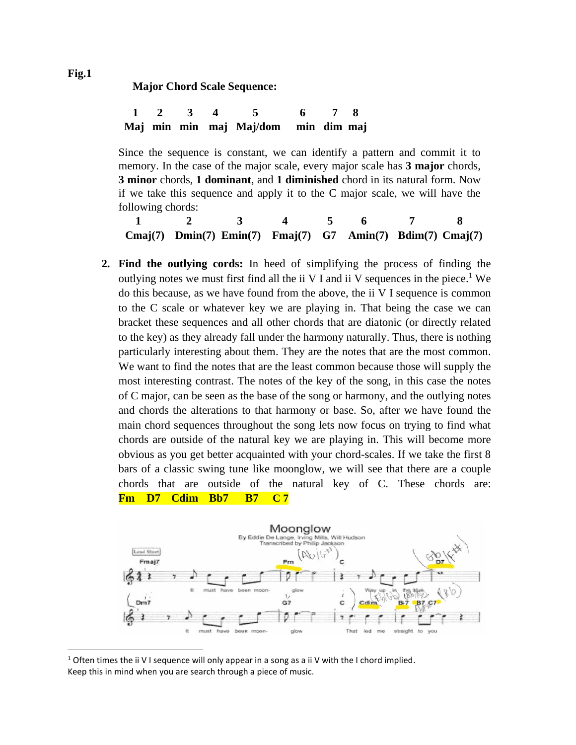**Fig.1**

**Major Chord Scale Sequence:**

| 1 | 2 | 3 | 4 | 5 | 6 | 7 | 8 |
|---|---|---|---|---|---|---|---|
| **Maj** | **min** | **min** | **maj** | **Maj/dom** | **min** | **dim** | **maj** |

Since the sequence is constant, we can identify a pattern and commit it to memory. In the case of the major scale, every major scale has **3 major** chords, **3 minor** chords, **1 dominant**, and **1 diminished** chord in its natural form. Now if we take this sequence and apply it to the C major scale, we will have the following chords:

| 1 | 2 | 3 | 4 | 5 | 6 | 7 | 8 |
|---|---|---|---|---|---|---|---|
| **Cmaj(7)** | **Dmin(7)** | **Emin(7)** | **Fmaj(7)** | **G7** | **Amin(7)** | **Bdim(7)** | **Cmaj(7)** |

2. **Find the outlying cords:** In heed of simplifying the process of finding the outlying notes we must first find all the ii V I and ii V sequences in the piece.[1] We do this because, as we have found from the above, the ii V I sequence is common to the C scale or whatever key we are playing in. That being the case we can bracket these sequences and all other chords that are diatonic (or directly related to the key) as they already fall under the harmony naturally. Thus, there is nothing particularly interesting about them. They are the notes that are the most common. We want to find the notes that are the least common because those will supply the most interesting contrast. The notes of the key of the song, in this case the notes of C major, can be seen as the base of the song or harmony, and the outlying notes and chords the alterations to that harmony or base. So, after we have found the main chord sequences throughout the song lets now focus on trying to find what chords are outside of the natural key we are playing in. This will become more obvious as you get better acquainted with your chord-scales. If we take the first 8 bars of a classic swing tune like moonglow, we will see that there are a couple chords that are outside of the natural key of C. These chords are: **Fm D7 Cdim Bb7 B7 C 7**

[1] Often times the ii V I sequence will only appear in a song as a ii V with the I chord implied. Keep this in mind when you are search through a piece of music.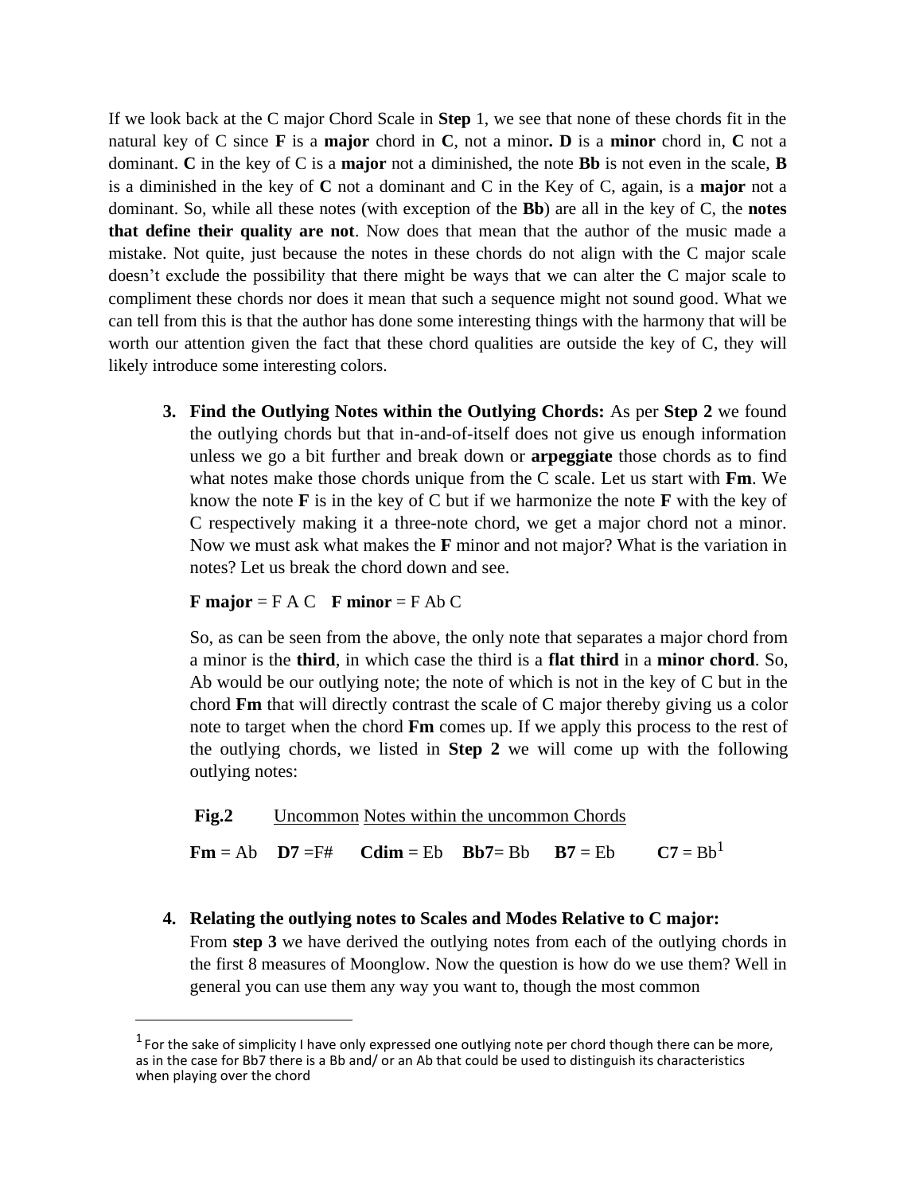If we look back at the C major Chord Scale in **Step** 1, we see that none of these chords fit in the natural key of C since **F** is a **major** chord in **C**, not a minor**. D** is a **minor** chord in, **C** not a dominant. **C** in the key of C is a **major** not a diminished, the note **Bb** is not even in the scale, **B** is a diminished in the key of **C** not a dominant and C in the Key of C, again, is a **major** not a dominant. So, while all these notes (with exception of the **Bb**) are all in the key of C, the **notes that define their quality are not**. Now does that mean that the author of the music made a mistake. Not quite, just because the notes in these chords do not align with the C major scale doesn't exclude the possibility that there might be ways that we can alter the C major scale to compliment these chords nor does it mean that such a sequence might not sound good. What we can tell from this is that the author has done some interesting things with the harmony that will be worth our attention given the fact that these chord qualities are outside the key of C, they will likely introduce some interesting colors.

3. **Find the Outlying Notes within the Outlying Chords:** As per **Step 2** we found the outlying chords but that in-and-of-itself does not give us enough information unless we go a bit further and break down or **arpeggiate** those chords as to find what notes make those chords unique from the C scale. Let us start with **Fm**. We know the note **F** is in the key of C but if we harmonize the note **F** with the key of C respectively making it a three-note chord, we get a major chord not a minor. Now we must ask what makes the **F** minor and not major? What is the variation in notes? Let us break the chord down and see.

   **F major** = F A C   **F minor** = F Ab C

   So, as can be seen from the above, the only note that separates a major chord from a minor is the **third**, in which case the third is a **flat third** in a **minor chord**. So, Ab would be our outlying note; the note of which is not in the key of C but in the chord **Fm** that will directly contrast the scale of C major thereby giving us a color note to target when the chord **Fm** comes up. If we apply this process to the rest of the outlying chords, we listed in **Step 2** we will come up with the following outlying notes:

   **Fig.2**   Uncommon Notes within the uncommon Chords

   **Fm** = Ab   **D7** =F#   **Cdim** = Eb   **Bb7**= Bb   **B7** = Eb   **C7** = Bb[1]

4. **Relating the outlying notes to Scales and Modes Relative to C major:** From **step 3** we have derived the outlying notes from each of the outlying chords in the first 8 measures of Moonglow. Now the question is how do we use them? Well in general you can use them any way you want to, though the most common

[1] For the sake of simplicity I have only expressed one outlying note per chord though there can be more, as in the case for Bb7 there is a Bb and/ or an Ab that could be used to distinguish its characteristics when playing over the chord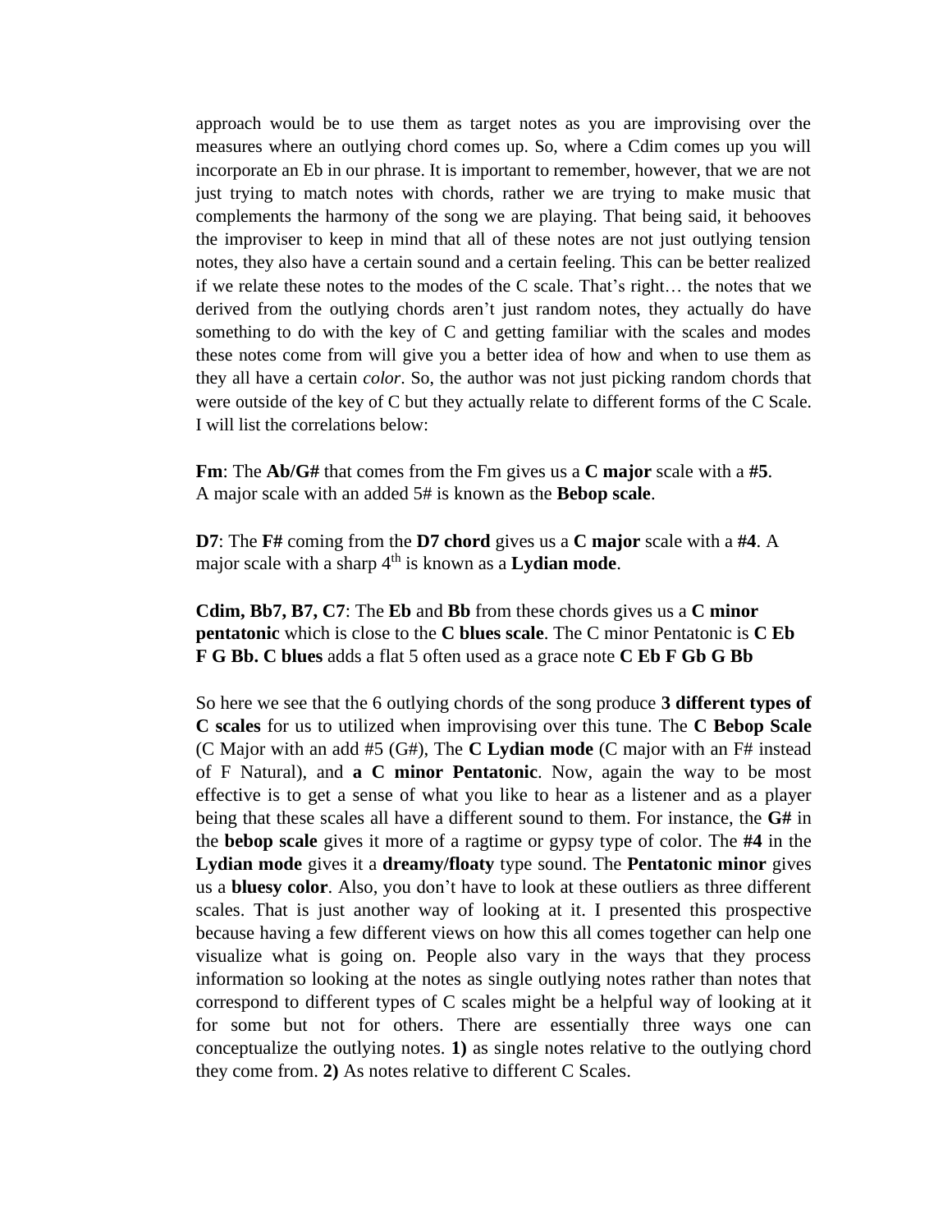approach would be to use them as target notes as you are improvising over the measures where an outlying chord comes up. So, where a Cdim comes up you will incorporate an Eb in our phrase. It is important to remember, however, that we are not just trying to match notes with chords, rather we are trying to make music that complements the harmony of the song we are playing. That being said, it behooves the improviser to keep in mind that all of these notes are not just outlying tension notes, they also have a certain sound and a certain feeling. This can be better realized if we relate these notes to the modes of the C scale. That's right… the notes that we derived from the outlying chords aren't just random notes, they actually do have something to do with the key of C and getting familiar with the scales and modes these notes come from will give you a better idea of how and when to use them as they all have a certain *color*. So, the author was not just picking random chords that were outside of the key of C but they actually relate to different forms of the C Scale. I will list the correlations below:

**Fm**: The **Ab/G#** that comes from the Fm gives us a **C major** scale with a **#5**. A major scale with an added 5# is known as the **Bebop scale**.

**D7**: The **F#** coming from the **D7 chord** gives us a **C major** scale with a **#4**. A major scale with a sharp 4th is known as a **Lydian mode**.

**Cdim, Bb7, B7, C7**: The **Eb** and **Bb** from these chords gives us a **C minor pentatonic** which is close to the **C blues scale**. The C minor Pentatonic is **C Eb F G Bb. C blues** adds a flat 5 often used as a grace note **C Eb F Gb G Bb**

So here we see that the 6 outlying chords of the song produce **3 different types of C scales** for us to utilized when improvising over this tune. The **C Bebop Scale** (C Major with an add #5 (G#), The **C Lydian mode** (C major with an F# instead of F Natural), and **a C minor Pentatonic**. Now, again the way to be most effective is to get a sense of what you like to hear as a listener and as a player being that these scales all have a different sound to them. For instance, the **G#** in the **bebop scale** gives it more of a ragtime or gypsy type of color. The **#4** in the **Lydian mode** gives it a **dreamy/floaty** type sound. The **Pentatonic minor** gives us a **bluesy color**. Also, you don't have to look at these outliers as three different scales. That is just another way of looking at it. I presented this prospective because having a few different views on how this all comes together can help one visualize what is going on. People also vary in the ways that they process information so looking at the notes as single outlying notes rather than notes that correspond to different types of C scales might be a helpful way of looking at it for some but not for others. There are essentially three ways one can conceptualize the outlying notes. **1)** as single notes relative to the outlying chord they come from. **2)** As notes relative to different C Scales.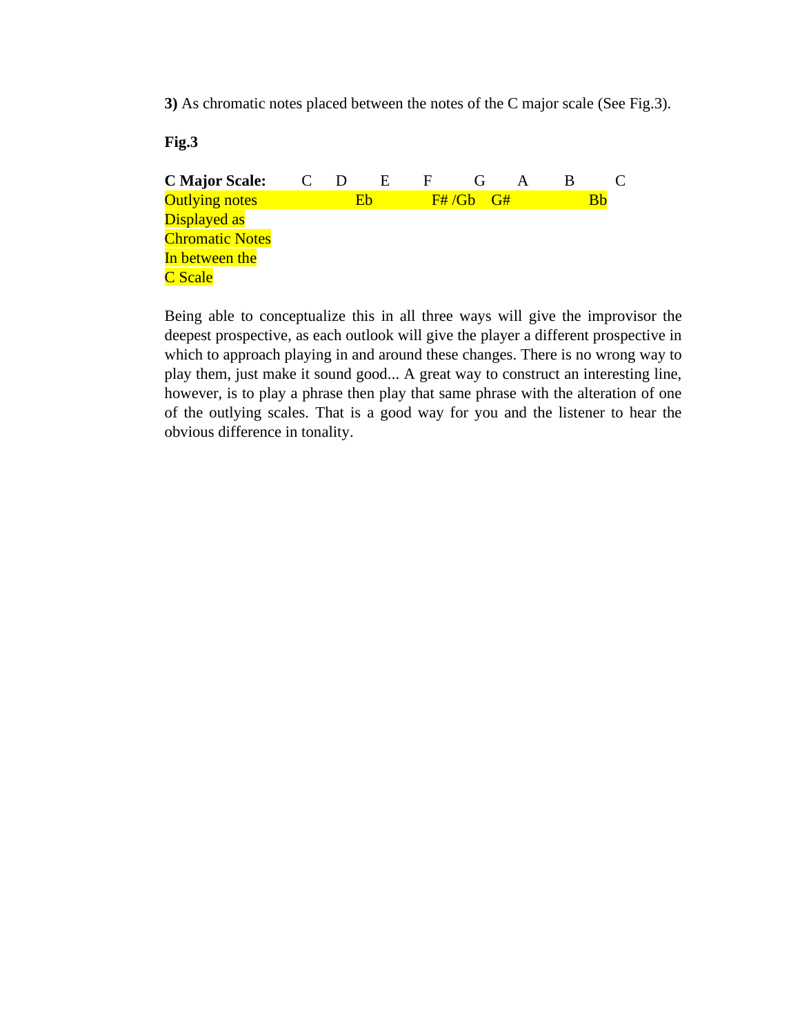**3)** As chromatic notes placed between the notes of the C major scale (See Fig.3).

**Fig.3**

| | | | | | | | | | | | | |
|---|---|---|---|---|---|---|---|---|---|---|---|---|
| **C Major Scale:** | C | D | | E | F | | G | | A | B | | C |
| Outlying notes Displayed as Chromatic Notes In between the C Scale | | | Eb | | | F# /Gb | | G# | | | Bb | |

Being able to conceptualize this in all three ways will give the improvisor the deepest prospective, as each outlook will give the player a different prospective in which to approach playing in and around these changes. There is no wrong way to play them, just make it sound good... A great way to construct an interesting line, however, is to play a phrase then play that same phrase with the alteration of one of the outlying scales. That is a good way for you and the listener to hear the obvious difference in tonality.